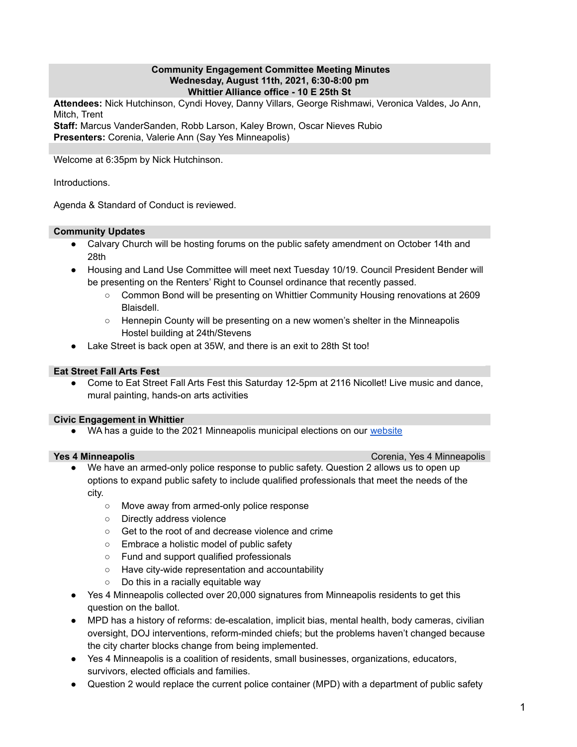**Community Engagement Committee Meeting Minutes**
**Wednesday, August 11th, 2021, 6:30-8:00 pm**
**Whittier Alliance office - 10 E 25th St**

**Attendees:** Nick Hutchinson, Cyndi Hovey, Danny Villars, George Rishmawi, Veronica Valdes, Jo Ann, Mitch, Trent
**Staff:** Marcus VanderSanden, Robb Larson, Kaley Brown, Oscar Nieves Rubio
**Presenters:** Corenia, Valerie Ann (Say Yes Minneapolis)

Welcome at 6:35pm by Nick Hutchinson.

Introductions.

Agenda & Standard of Conduct is reviewed.

### Community Updates

- Calvary Church will be hosting forums on the public safety amendment on October 14th and 28th
- Housing and Land Use Committee will meet next Tuesday 10/19. Council President Bender will be presenting on the Renters' Right to Counsel ordinance that recently passed.
    - Common Bond will be presenting on Whittier Community Housing renovations at 2609 Blaisdell.
    - Hennepin County will be presenting on a new women's shelter in the Minneapolis Hostel building at 24th/Stevens
- Lake Street is back open at 35W, and there is an exit to 28th St too!

### Eat Street Fall Arts Fest

- Come to Eat Street Fall Arts Fest this Saturday 12-5pm at 2116 Nicollet! Live music and dance, mural painting, hands-on arts activities

### Civic Engagement in Whittier

- WA has a guide to the 2021 Minneapolis municipal elections on our website

### Yes 4 Minneapolis

Corenia, Yes 4 Minneapolis

- We have an armed-only police response to public safety. Question 2 allows us to open up options to expand public safety to include qualified professionals that meet the needs of the city.
    - Move away from armed-only police response
    - Directly address violence
    - Get to the root of and decrease violence and crime
    - Embrace a holistic model of public safety
    - Fund and support qualified professionals
    - Have city-wide representation and accountability
    - Do this in a racially equitable way
- Yes 4 Minneapolis collected over 20,000 signatures from Minneapolis residents to get this question on the ballot.
- MPD has a history of reforms: de-escalation, implicit bias, mental health, body cameras, civilian oversight, DOJ interventions, reform-minded chiefs; but the problems haven't changed because the city charter blocks change from being implemented.
- Yes 4 Minneapolis is a coalition of residents, small businesses, organizations, educators, survivors, elected officials and families.
- Question 2 would replace the current police container (MPD) with a department of public safety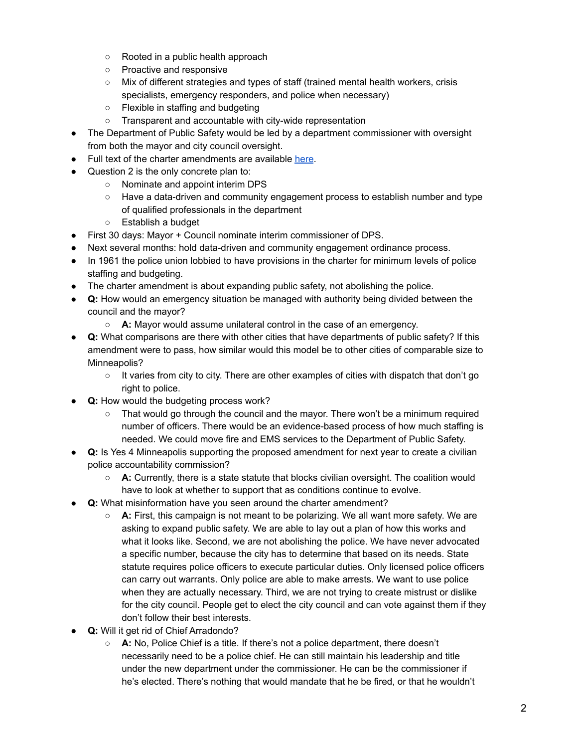- Rooted in a public health approach
    - Proactive and responsive
    - Mix of different strategies and types of staff (trained mental health workers, crisis specialists, emergency responders, and police when necessary)
    - Flexible in staffing and budgeting
    - Transparent and accountable with city-wide representation
- The Department of Public Safety would be led by a department commissioner with oversight from both the mayor and city council oversight.
- Full text of the charter amendments are available here.
- Question 2 is the only concrete plan to:
    - Nominate and appoint interim DPS
    - Have a data-driven and community engagement process to establish number and type of qualified professionals in the department
    - Establish a budget
- First 30 days: Mayor + Council nominate interim commissioner of DPS.
- Next several months: hold data-driven and community engagement ordinance process.
- In 1961 the police union lobbied to have provisions in the charter for minimum levels of police staffing and budgeting.
- The charter amendment is about expanding public safety, not abolishing the police.
- **Q:** How would an emergency situation be managed with authority being divided between the council and the mayor?
    - **A:** Mayor would assume unilateral control in the case of an emergency.
- **Q:** What comparisons are there with other cities that have departments of public safety? If this amendment were to pass, how similar would this model be to other cities of comparable size to Minneapolis?
    - It varies from city to city. There are other examples of cities with dispatch that don't go right to police.
- **Q:** How would the budgeting process work?
    - That would go through the council and the mayor. There won't be a minimum required number of officers. There would be an evidence-based process of how much staffing is needed. We could move fire and EMS services to the Department of Public Safety.
- **Q:** Is Yes 4 Minneapolis supporting the proposed amendment for next year to create a civilian police accountability commission?
    - **A:** Currently, there is a state statute that blocks civilian oversight. The coalition would have to look at whether to support that as conditions continue to evolve.
- **Q:** What misinformation have you seen around the charter amendment?
    - **A:** First, this campaign is not meant to be polarizing. We all want more safety. We are asking to expand public safety. We are able to lay out a plan of how this works and what it looks like. Second, we are not abolishing the police. We have never advocated a specific number, because the city has to determine that based on its needs. State statute requires police officers to execute particular duties. Only licensed police officers can carry out warrants. Only police are able to make arrests. We want to use police when they are actually necessary. Third, we are not trying to create mistrust or dislike for the city council. People get to elect the city council and can vote against them if they don't follow their best interests.
- **Q:** Will it get rid of Chief Arradondo?
    - **A:** No, Police Chief is a title. If there's not a police department, there doesn't necessarily need to be a police chief. He can still maintain his leadership and title under the new department under the commissioner. He can be the commissioner if he's elected. There's nothing that would mandate that he be fired, or that he wouldn't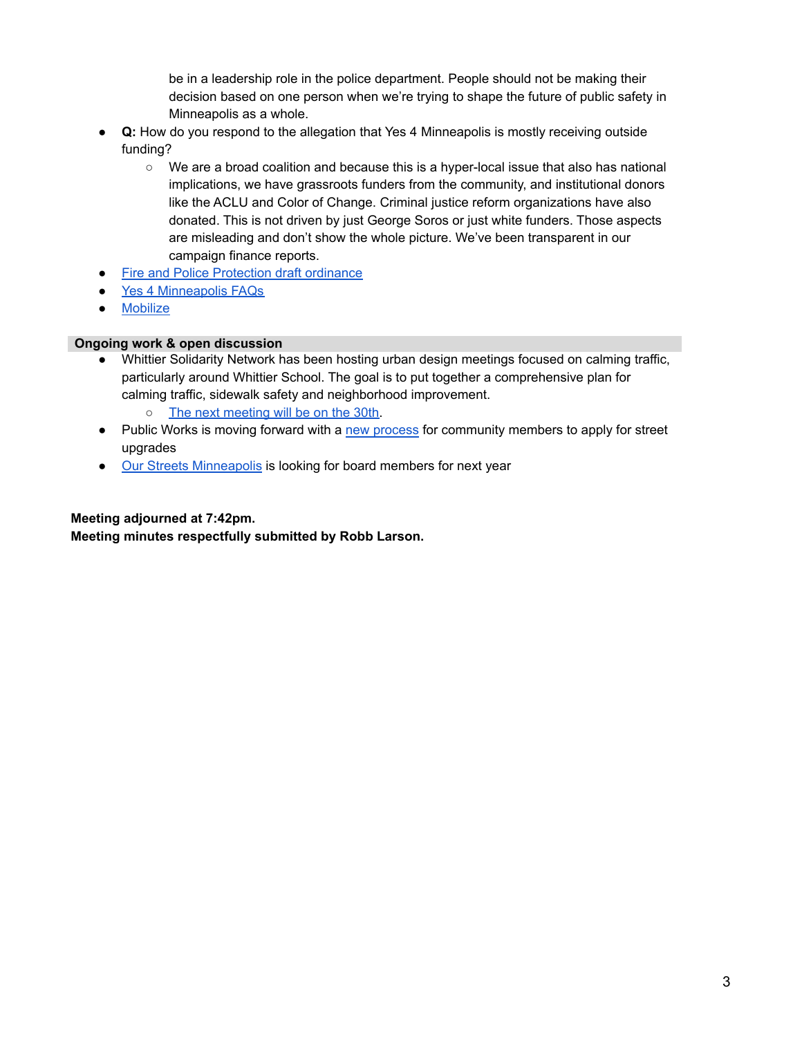be in a leadership role in the police department. People should not be making their decision based on one person when we're trying to shape the future of public safety in Minneapolis as a whole.

- **Q:** How do you respond to the allegation that Yes 4 Minneapolis is mostly receiving outside funding?
    - We are a broad coalition and because this is a hyper-local issue that also has national implications, we have grassroots funders from the community, and institutional donors like the ACLU and Color of Change. Criminal justice reform organizations have also donated. This is not driven by just George Soros or just white funders. Those aspects are misleading and don't show the whole picture. We've been transparent in our campaign finance reports.
- Fire and Police Protection draft ordinance
- Yes 4 Minneapolis FAQs
- Mobilize

## Ongoing work & open discussion

- Whittier Solidarity Network has been hosting urban design meetings focused on calming traffic, particularly around Whittier School. The goal is to put together a comprehensive plan for calming traffic, sidewalk safety and neighborhood improvement.
    - The next meeting will be on the 30th.
- Public Works is moving forward with a new process for community members to apply for street upgrades
- Our Streets Minneapolis is looking for board members for next year

**Meeting adjourned at 7:42pm.**
**Meeting minutes respectfully submitted by Robb Larson.**